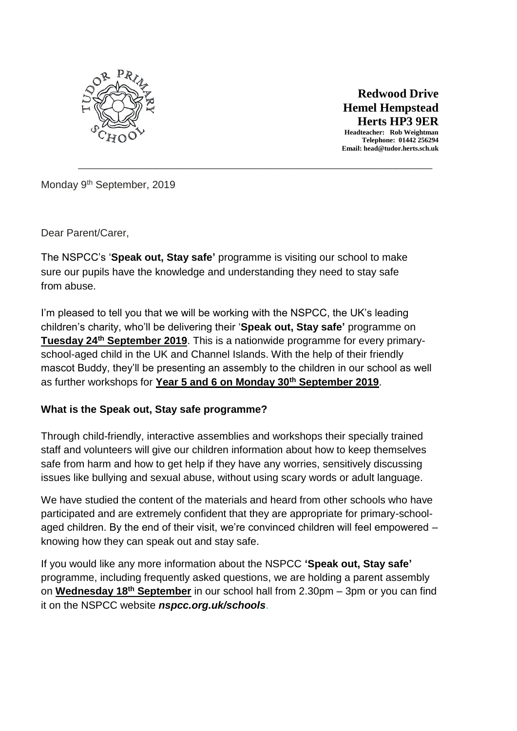**Redwood Drive**
**Hemel Hempstead**
**Herts HP3 9ER**
**Headteacher: Rob Weightman**
**Telephone: 01442 256294**
**Email: head@tudor.herts.sch.uk**

---

Monday 9th September, 2019

Dear Parent/Carer,

The NSPCC's '**Speak out, Stay safe'** programme is visiting our school to make sure our pupils have the knowledge and understanding they need to stay safe from abuse.

I'm pleased to tell you that we will be working with the NSPCC, the UK's leading children's charity, who'll be delivering their '**Speak out, Stay safe'** programme on **Tuesday 24th September 2019**. This is a nationwide programme for every primary-school-aged child in the UK and Channel Islands. With the help of their friendly mascot Buddy, they'll be presenting an assembly to the children in our school as well as further workshops for **Year 5 and 6 on Monday 30th September 2019**.

**What is the Speak out, Stay safe programme?**

Through child-friendly, interactive assemblies and workshops their specially trained staff and volunteers will give our children information about how to keep themselves safe from harm and how to get help if they have any worries, sensitively discussing issues like bullying and sexual abuse, without using scary words or adult language.

We have studied the content of the materials and heard from other schools who have participated and are extremely confident that they are appropriate for primary-school-aged children. By the end of their visit, we're convinced children will feel empowered – knowing how they can speak out and stay safe.

If you would like any more information about the NSPCC **'Speak out, Stay safe'** programme, including frequently asked questions, we are holding a parent assembly on **Wednesday 18th September** in our school hall from 2.30pm – 3pm or you can find it on the NSPCC website ***nspcc.org.uk/schools***.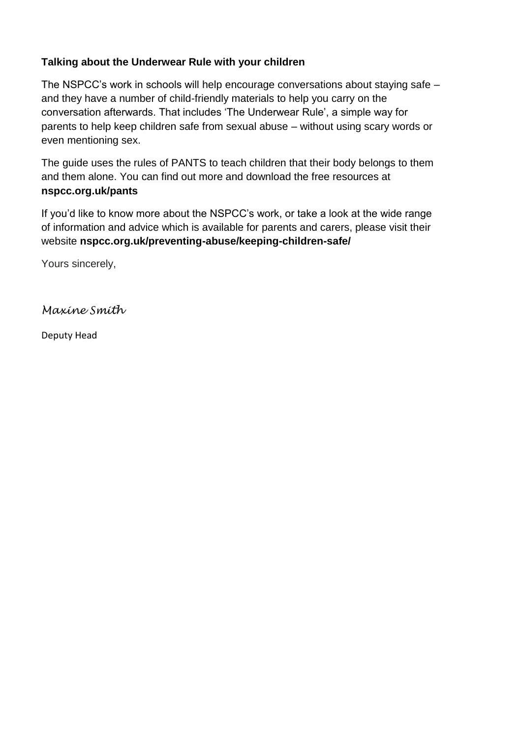**Talking about the Underwear Rule with your children**

The NSPCC's work in schools will help encourage conversations about staying safe – and they have a number of child-friendly materials to help you carry on the conversation afterwards. That includes 'The Underwear Rule', a simple way for parents to help keep children safe from sexual abuse – without using scary words or even mentioning sex.

The guide uses the rules of PANTS to teach children that their body belongs to them and them alone. You can find out more and download the free resources at **nspcc.org.uk/pants**

If you'd like to know more about the NSPCC's work, or take a look at the wide range of information and advice which is available for parents and carers, please visit their website **nspcc.org.uk/preventing-abuse/keeping-children-safe/**

Yours sincerely,

*Maxine Smith*

Deputy Head